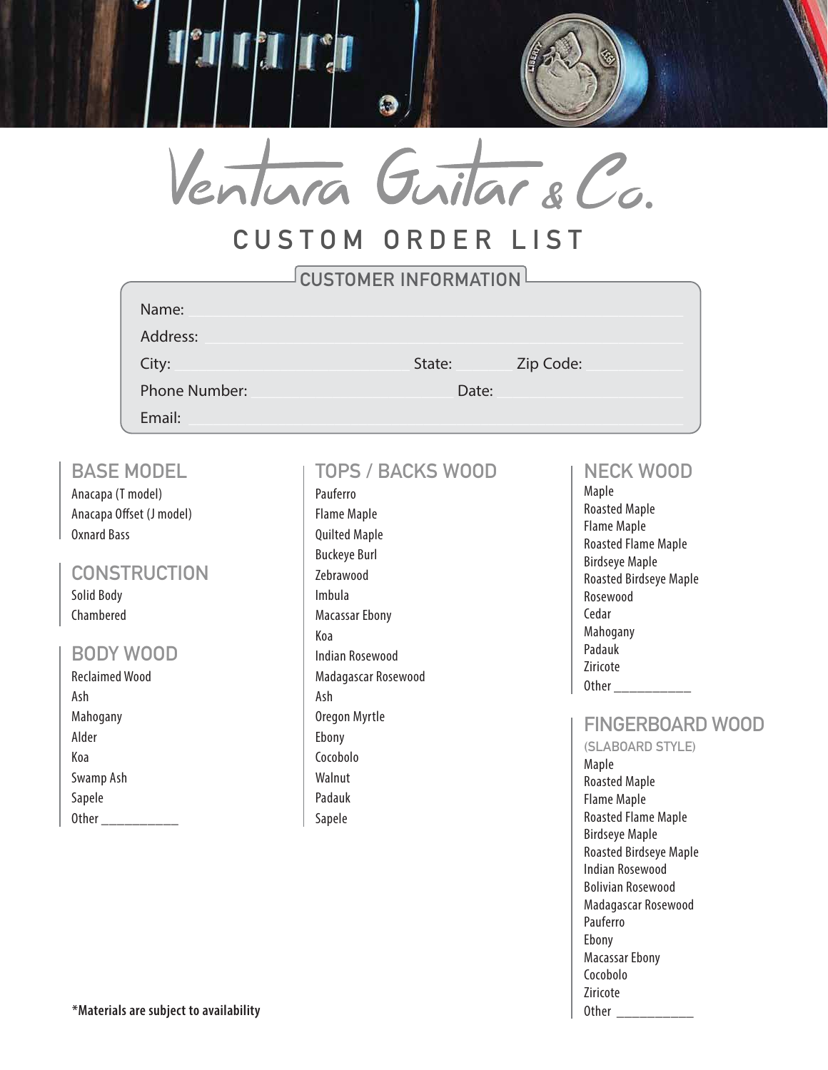# Ventura Guitar & Co.

## CUSTOM ORDER LIST

### CUSTOMER INFORMATION

Name: ______________________________

Address: ______________________________

City: ______________ State: ______ Zip Code: ______

Phone Number: ______________ Date: ______________

Email: ______________________________

### BASE MODEL

Anacapa (T model)
Anacapa Offset (J model)
Oxnard Bass

### CONSTRUCTION

Solid Body
Chambered

### BODY WOOD

Reclaimed Wood
Ash
Mahogany
Alder
Koa
Swamp Ash
Sapele
Other ___________

### TOPS / BACKS WOOD

Pauferro
Flame Maple
Quilted Maple
Buckeye Burl
Zebrawood
Imbula
Macassar Ebony
Koa
Indian Rosewood
Madagascar Rosewood
Ash
Oregon Myrtle
Ebony
Cocobolo
Walnut
Padauk
Sapele

### NECK WOOD

Maple
Roasted Maple
Flame Maple
Roasted Flame Maple
Birdseye Maple
Roasted Birdseye Maple
Rosewood
Cedar
Mahogany
Padauk
Ziricote
Other ___________

### FINGERBOARD WOOD

(SLABOARD STYLE)

Maple
Roasted Maple
Flame Maple
Roasted Flame Maple
Birdseye Maple
Roasted Birdseye Maple
Indian Rosewood
Bolivian Rosewood
Madagascar Rosewood
Pauferro
Ebony
Macassar Ebony
Cocobolo
Ziricote
Other ___________

**\*Materials are subject to availability**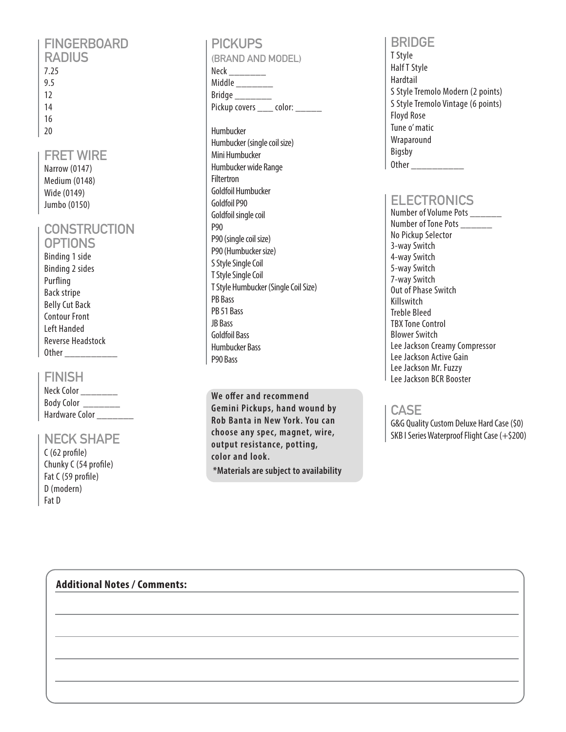## FINGERBOARD RADIUS

7.25
9.5
12
14
16
20

## FRET WIRE

Narrow (0147)
Medium (0148)
Wide (0149)
Jumbo (0150)

## CONSTRUCTION OPTIONS

Binding 1 side
Binding 2 sides
Purfling
Back stripe
Belly Cut Back
Contour Front
Left Handed
Reverse Headstock
Other ___________

## FINISH

Neck Color ________
Body Color ________
Hardware Color ________

## NECK SHAPE

C (62 profile)
Chunky C (54 profile)
Fat C (59 profile)
D (modern)
Fat D

## PICKUPS

(BRAND AND MODEL)

Neck ________
Middle ________
Bridge ________
Pickup covers ____ color: ______

Humbucker
Humbucker (single coil size)
Mini Humbucker
Humbucker wide Range
Filtertron
Goldfoil Humbucker
Goldfoil P90
Goldfoil single coil
P90
P90 (single coil size)
P90 (Humbucker size)
S Style Single Coil
T Style Single Coil
T Style Humbucker (Single Coil Size)
PB Bass
PB 51 Bass
JB Bass
Goldfoil Bass
Humbucker Bass
P90 Bass

**We offer and recommend Gemini Pickups, hand wound by Rob Banta in New York. You can choose any spec, magnet, wire, output resistance, potting, color and look.**

**\*Materials are subject to availability**

## BRIDGE

T Style
Half T Style
Hardtail
S Style Tremolo Modern (2 points)
S Style Tremolo Vintage (6 points)
Floyd Rose
Tune o' matic
Wraparound
Bigsby
Other ___________

## ELECTRONICS

Number of Volume Pots _______
Number of Tone Pots _______
No Pickup Selector
3-way Switch
4-way Switch
5-way Switch
7-way Switch
Out of Phase Switch
Killswitch
Treble Bleed
TBX Tone Control
Blower Switch
Lee Jackson Creamy Compressor
Lee Jackson Active Gain
Lee Jackson Mr. Fuzzy
Lee Jackson BCR Booster

## CASE

G&G Quality Custom Deluxe Hard Case ($0)
SKB I Series Waterproof Flight Case (+$200)

**Additional Notes / Comments:**